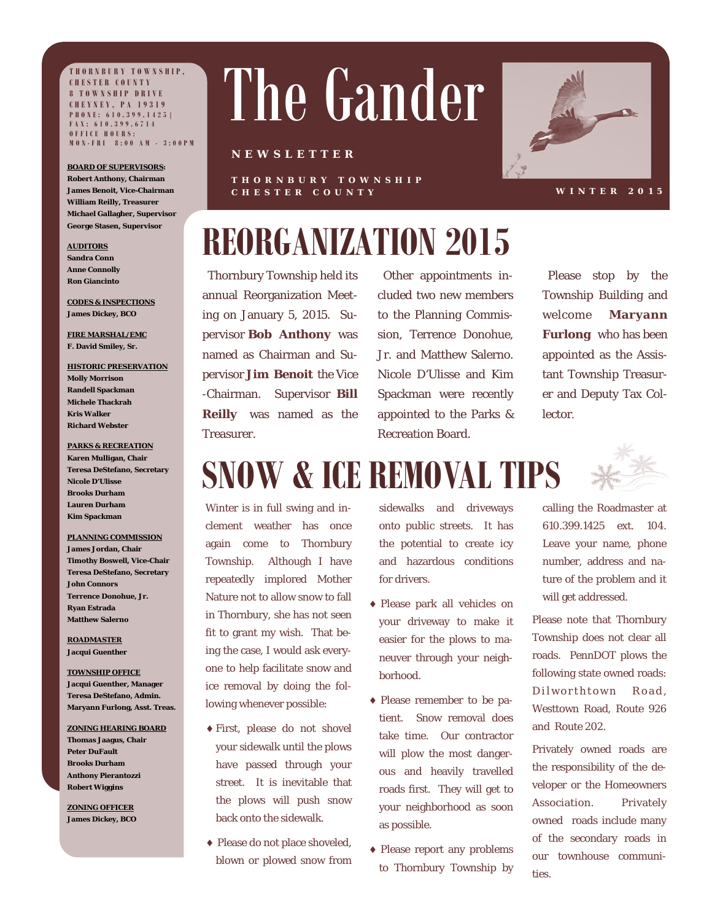# The Gander

**NEWSLETTER**

**THORNBURY TOWNSHIP CHESTER COUNTY**

**WINTER 2015**

THORNBURY TOWNSHIP, CHESTER COUNTY
8 TOWNSHIP DRIVE
CHEYNEY, PA 19319
PHONE: 610.399.1425| FAX: 610.399.6714
OFFICE HOURS: MON-FRI 8:00 AM - 3:00PM

**BOARD OF SUPERVISORS:**
**Robert Anthony, Chairman**
**James Benoit, Vice-Chairman**
**William Reilly, Treasurer**
**Michael Gallagher, Supervisor**
**George Stasen, Supervisor**

**AUDITORS**
**Sandra Conn**
**Anne Connolly**
**Ron Giancinto**

**CODES & INSPECTIONS**
**James Dickey, BCO**

**FIRE MARSHAL/EMC**
**F. David Smiley, Sr.**

**HISTORIC PRESERVATION**
**Molly Morrison**
**Randell Spackman**
**Michele Thackrah**
**Kris Walker**
**Richard Webster**

**PARKS & RECREATION**
**Karen Mulligan, Chair**
**Teresa DeStefano, Secretary**
**Nicole D'Ulisse**
**Brooks Durham**
**Lauren Durham**
**Kim Spackman**

**PLANNING COMMISSION**
**James Jordan, Chair**
**Timothy Boswell, Vice-Chair**
**Teresa DeStefano, Secretary**
**John Connors**
**Terrence Donohue, Jr.**
**Ryan Estrada**
**Matthew Salerno**

**ROADMASTER**
**Jacqui Guenther**

**TOWNSHIP OFFICE**
**Jacqui Guenther, Manager**
**Teresa DeStefano, Admin.**
**Maryann Furlong, Asst. Treas.**

**ZONING HEARING BOARD**
**Thomas Jaagus, Chair**
**Peter DuFault**
**Brooks Durham**
**Anthony Pierantozzi**
**Robert Wiggins**

**ZONING OFFICER**
**James Dickey, BCO**

## REORGANIZATION 2015

Thornbury Township held its annual Reorganization Meeting on January 5, 2015. Supervisor **Bob Anthony** was named as Chairman and Supervisor **Jim Benoit** the Vice-Chairman. Supervisor **Bill Reilly** was named as the Treasurer.

Other appointments included two new members to the Planning Commission, Terrence Donohue, Jr. and Matthew Salerno. Nicole D'Ulisse and Kim Spackman were recently appointed to the Parks & Recreation Board.

Please stop by the Township Building and welcome **Maryann Furlong** who has been appointed as the Assistant Township Treasurer and Deputy Tax Collector.

## SNOW & ICE REMOVAL TIPS

Winter is in full swing and inclement weather has once again come to Thornbury Township. Although I have repeatedly implored Mother Nature not to allow snow to fall in Thornbury, she has not seen fit to grant my wish. That being the case, I would ask everyone to help facilitate snow and ice removal by doing the following whenever possible:

- First, please do not shovel your sidewalk until the plows have passed through your street. It is inevitable that the plows will push snow back onto the sidewalk.
- Please do not place shoveled, blown or plowed snow from sidewalks and driveways onto public streets. It has the potential to create icy and hazardous conditions for drivers.
- Please park all vehicles on your driveway to make it easier for the plows to maneuver through your neighborhood.
- Please remember to be patient. Snow removal does take time. Our contractor will plow the most dangerous and heavily travelled roads first. They will get to your neighborhood as soon as possible.
- Please report any problems to Thornbury Township by calling the Roadmaster at 610.399.1425 ext. 104. Leave your name, phone number, address and nature of the problem and it will get addressed.

Please note that Thornbury Township does not clear all roads. PennDOT plows the following state owned roads: Dilworthtown Road, Westtown Road, Route 926 and Route 202.

Privately owned roads are the responsibility of the developer or the Homeowners Association. Privately owned roads include many of the secondary roads in our townhouse communities.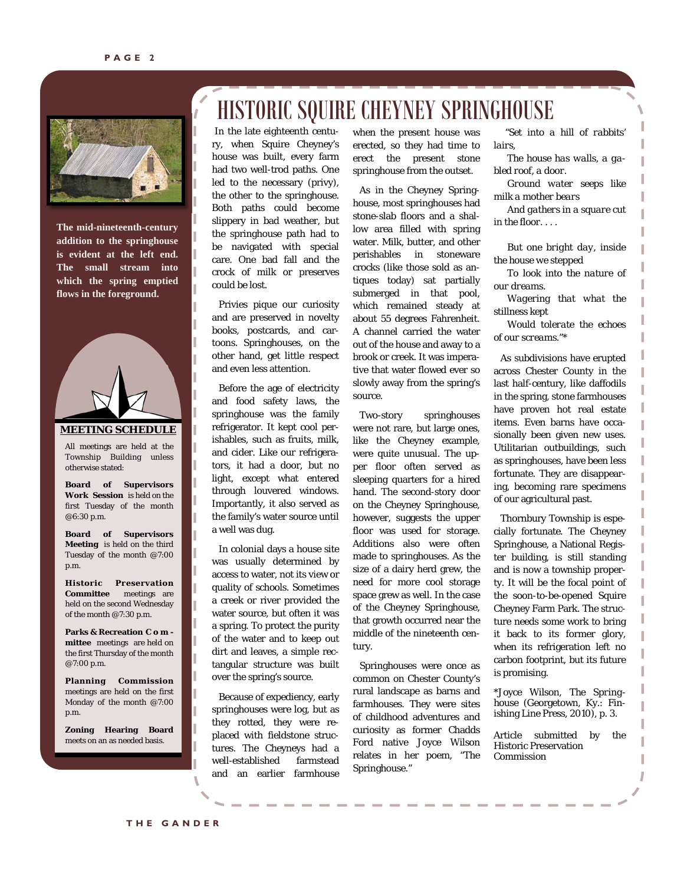# HISTORIC SQUIRE CHEYNEY SPRINGHOUSE

In the late eighteenth century, when Squire Cheyney's house was built, every farm had two well-trod paths. One led to the necessary (privy), the other to the springhouse. Both paths could become slippery in bad weather, but the springhouse path had to be navigated with special care. One bad fall and the crock of milk or preserves could be lost.

Privies pique our curiosity and are preserved in novelty books, postcards, and cartoons. Springhouses, on the other hand, get little respect and even less attention.

Before the age of electricity and food safety laws, the springhouse was the family refrigerator. It kept cool perishables, such as fruits, milk, and cider. Like our refrigerators, it had a door, but no light, except what entered through louvered windows. Importantly, it also served as the family's water source until a well was dug.

In colonial days a house site was usually determined by access to water, not its view or quality of schools. Sometimes a creek or river provided the water source, but often it was a spring. To protect the purity of the water and to keep out dirt and leaves, a simple rectangular structure was built over the spring's source.

Because of expediency, early springhouses were log, but as they rotted, they were replaced with fieldstone structures. The Cheyneys had a well-established farmstead and an earlier farmhouse when the present house was erected, so they had time to erect the present stone springhouse from the outset.

As in the Cheyney Springhouse, most springhouses had stone-slab floors and a shallow area filled with spring water. Milk, butter, and other perishables in stoneware crocks (like those sold as antiques today) sat partially submerged in that pool, which remained steady at about 55 degrees Fahrenheit. A channel carried the water out of the house and away to a brook or creek. It was imperative that water flowed ever so slowly away from the spring's source.

Two-story springhouses were not rare, but large ones, like the Cheyney example, were quite unusual. The upper floor often served as sleeping quarters for a hired hand. The second-story door on the Cheyney Springhouse, however, suggests the upper floor was used for storage. Additions also were often made to springhouses. As the size of a dairy herd grew, the need for more cool storage space grew as well. In the case of the Cheyney Springhouse, that growth occurred near the middle of the nineteenth century.

Springhouses were once as common on Chester County's rural landscape as barns and farmhouses. They were sites of childhood adventures and curiosity as former Chadds Ford native Joyce Wilson relates in her poem, "The Springhouse."

*"Set into a hill of rabbits' lairs,*
*The house has walls, a gabled roof, a door.*
*Ground water seeps like milk a mother bears*
*And gathers in a square cut in the floor. . . .*

*But one bright day, inside the house we stepped*
*To look into the nature of our dreams.*
*Wagering that what the stillness kept*
*Would tolerate the echoes of our screams."\**

As subdivisions have erupted across Chester County in the last half-century, like daffodils in the spring, stone farmhouses have proven hot real estate items. Even barns have occasionally been given new uses. Utilitarian outbuildings, such as springhouses, have been less fortunate. They are disappearing, becoming rare specimens of our agricultural past.

Thornbury Township is especially fortunate. The Cheyney Springhouse, a National Register building, is still standing and is now a township property. It will be the focal point of the soon-to-be-opened Squire Cheyney Farm Park. The structure needs some work to bring it back to its former glory, when its refrigeration left no carbon footprint, but its future is promising.

*Joyce Wilson, The Springhouse (Georgetown, Ky.: Finishing Line Press, 2010), p. 3.

Article submitted by the Historic Preservation Commission

---

The mid-nineteenth-century addition to the springhouse is evident at the left end. The small stream into which the spring emptied flows in the foreground.

## MEETING SCHEDULE

All meetings are held at the Township Building unless otherwise stated:

**Board of Supervisors Work Session** is held on the first Tuesday of the month @6:30 p.m.

**Board of Supervisors Meeting** is held on the third Tuesday of the month @7:00 p.m.

**Historic Preservation Committee** meetings are held on the second Wednesday of the month @7:30 p.m.

**Parks & Recreation Committee** meetings are held on the first Thursday of the month @7:00 p.m.

**Planning Commission** meetings are held on the first Monday of the month @7:00 p.m.

**Zoning Hearing Board** meets on an as needed basis.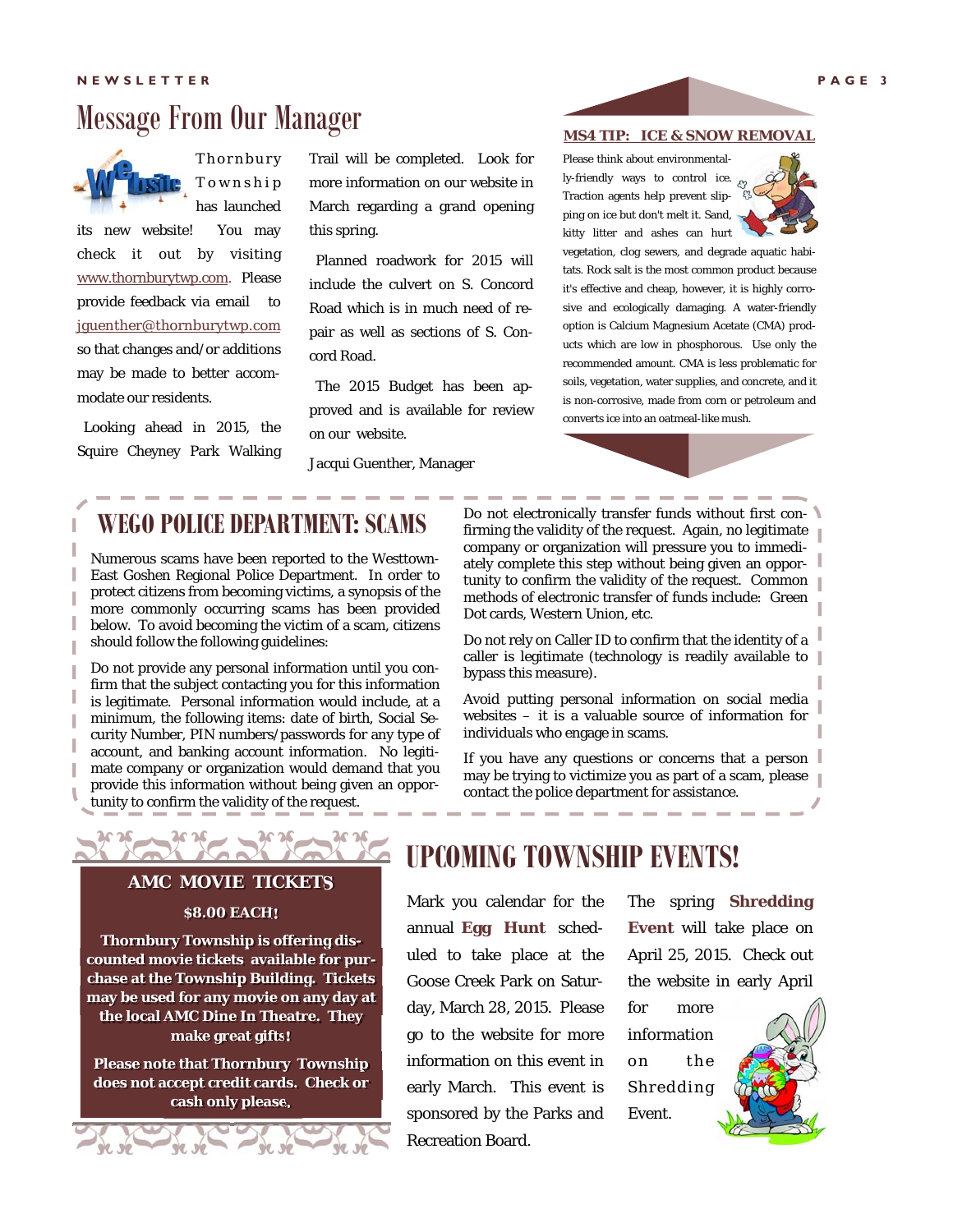# Message From Our Manager

Thornbury Township has launched its new website! You may check it out by visiting www.thornburytwp.com. Please provide feedback via email to jguenther@thornburytwp.com so that changes and/or additions may be made to better accommodate our residents.

Looking ahead in 2015, the Squire Cheyney Park Walking Trail will be completed. Look for more information on our website in March regarding a grand opening this spring.

Planned roadwork for 2015 will include the culvert on S. Concord Road which is in much need of repair as well as sections of S. Concord Road.

The 2015 Budget has been approved and is available for review on our website.

Jacqui Guenther, Manager

## MS4 TIP: ICE & SNOW REMOVAL

Please think about environmentally-friendly ways to control ice. Traction agents help prevent slipping on ice but don't melt it. Sand, kitty litter and ashes can hurt vegetation, clog sewers, and degrade aquatic habitats. Rock salt is the most common product because it's effective and cheap, however, it is highly corrosive and ecologically damaging. A water-friendly option is Calcium Magnesium Acetate (CMA) products which are low in phosphorous. Use only the recommended amount. CMA is less problematic for soils, vegetation, water supplies, and concrete, and it is non-corrosive, made from corn or petroleum and converts ice into an oatmeal-like mush.

## WEGO POLICE DEPARTMENT: SCAMS

Numerous scams have been reported to the Westtown-East Goshen Regional Police Department. In order to protect citizens from becoming victims, a synopsis of the more commonly occurring scams has been provided below. To avoid becoming the victim of a scam, citizens should follow the following guidelines:

Do not provide any personal information until you confirm that the subject contacting you for this information is legitimate. Personal information would include, at a minimum, the following items: date of birth, Social Security Number, PIN numbers/passwords for any type of account, and banking account information. No legitimate company or organization would demand that you provide this information without being given an opportunity to confirm the validity of the request.

Do not electronically transfer funds without first confirming the validity of the request. Again, no legitimate company or organization will pressure you to immediately complete this step without being given an opportunity to confirm the validity of the request. Common methods of electronic transfer of funds include: Green Dot cards, Western Union, etc.

Do not rely on Caller ID to confirm that the identity of a caller is legitimate (technology is readily available to bypass this measure).

Avoid putting personal information on social media websites – it is a valuable source of information for individuals who engage in scams.

If you have any questions or concerns that a person may be trying to victimize you as part of a scam, please contact the police department for assistance.

## AMC MOVIE TICKETS

**$8.00 EACH!**

**Thornbury Township is offering discounted movie tickets available for purchase at the Township Building. Tickets may be used for any movie on any day at the local AMC Dine In Theatre. They make great gifts!**

**Please note that Thornbury Township does not accept credit cards. Check or cash only please.**

## UPCOMING TOWNSHIP EVENTS!

Mark you calendar for the annual **Egg Hunt** scheduled to take place at the Goose Creek Park on Saturday, March 28, 2015. Please go to the website for more information on this event in early March. This event is sponsored by the Parks and Recreation Board.

The spring **Shredding Event** will take place on April 25, 2015. Check out the website in early April for more information on the Shredding Event.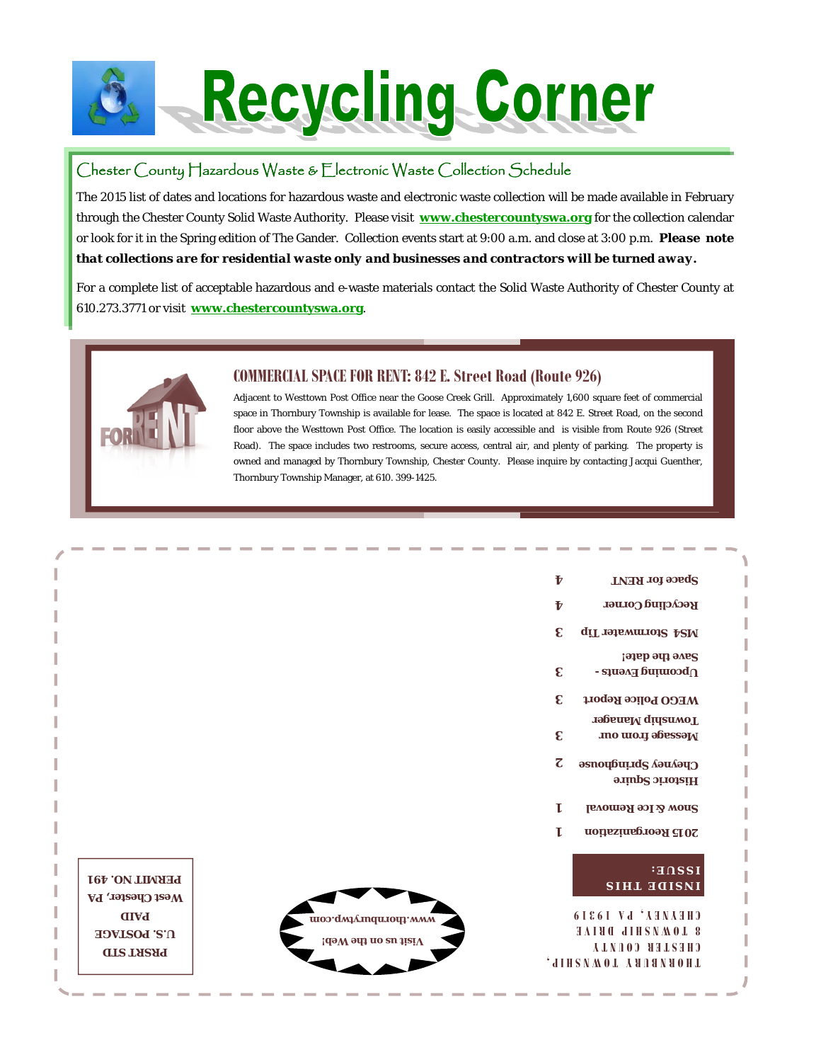# Recycling Corner

## Chester County Hazardous Waste & Electronic Waste Collection Schedule

The 2015 list of dates and locations for hazardous waste and electronic waste collection will be made available in February through the Chester County Solid Waste Authority. Please visit **www.chestercountyswa.org** for the collection calendar or look for it in the Spring edition of The Gander. Collection events start at 9:00 a.m. and close at 3:00 p.m. ***Please note that collections are for residential waste only and businesses and contractors will be turned away.***

For a complete list of acceptable hazardous and e-waste materials contact the Solid Waste Authority of Chester County at 610.273.3771 or visit **www.chestercountyswa.org**.

## COMMERCIAL SPACE FOR RENT: 842 E. Street Road (Route 926)

Adjacent to Westtown Post Office near the Goose Creek Grill. Approximately 1,600 square feet of commercial space in Thornbury Township is available for lease. The space is located at 842 E. Street Road, on the second floor above the Westtown Post Office. The location is easily accessible and is visible from Route 926 (Street Road). The space includes two restrooms, secure access, central air, and plenty of parking. The property is owned and managed by Thornbury Township, Chester County. Please inquire by contacting Jacqui Guenther, Thornbury Township Manager, at 610. 399-1425.

THORNBURY TOWNSHIP, CHESTER COUNTY
8 TOWNSHIP DRIVE
CHEYNEY, PA 19319

**INSIDE THIS ISSUE:**

| | |
|---|---|
| 2015 Reorganization | 1 |
| Snow & Ice Removal | 1 |
| Historic Squire Cheyney Springhouse | 2 |
| Message from our Township Manager | 3 |
| WEGO Police Report | 3 |
| Upcoming Events - Save the date! | 3 |
| MS4 Stormwater Tip | 3 |
| Recycling Corner | 4 |
| Space for RENT | 4 |

Visit us on the Web!
www.thornburytwp.com

PRSRT STD
U.S. POSTAGE
PAID
West Chester, PA
PERMIT NO. 491